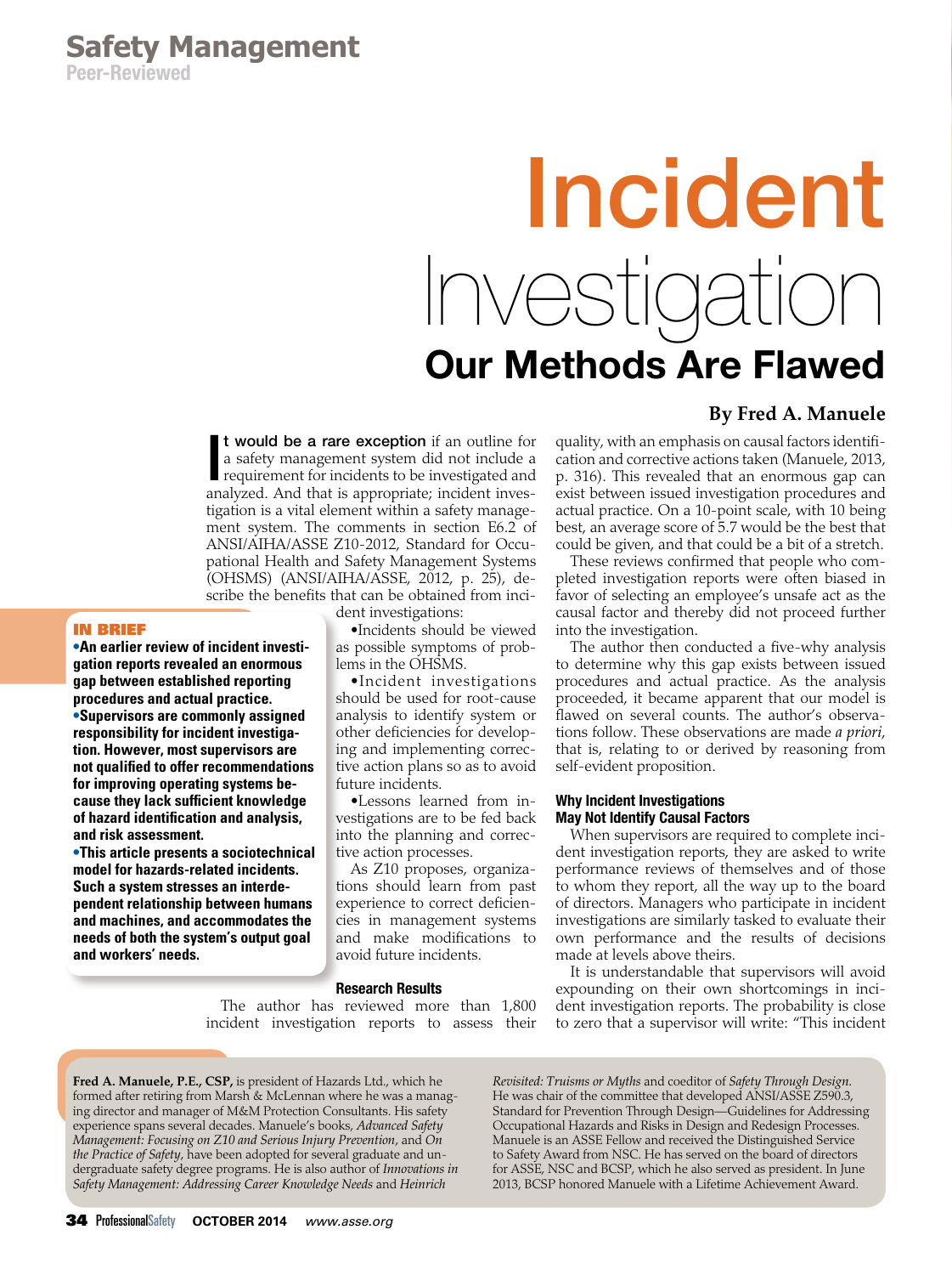Safety Management

Peer-Reviewed

# Incident Investigation

## Our Methods Are Flawed

**By Fred A. Manuele**

**IN BRIEF**

- **An earlier review of incident investigation reports revealed an enormous gap between established reporting procedures and actual practice.**
- **Supervisors are commonly assigned responsibility for incident investigation. However, most supervisors are not qualified to offer recommendations for improving operating systems because they lack sufficient knowledge of hazard identification and analysis, and risk assessment.**
- **This article presents a sociotechnical model for hazards-related incidents. Such a system stresses an interdependent relationship between humans and machines, and accommodates the needs of both the system's output goal and workers' needs.**

**It would be a rare exception** if an outline for a safety management system did not include a requirement for incidents to be investigated and analyzed. And that is appropriate; incident investigation is a vital element within a safety management system. The comments in section E6.2 of ANSI/AIHA/ASSE Z10-2012, Standard for Occupational Health and Safety Management Systems (OHSMS) (ANSI/AIHA/ASSE, 2012, p. 25), describe the benefits that can be obtained from incident investigations:

- Incidents should be viewed as possible symptoms of problems in the OHSMS.
- Incident investigations should be used for root-cause analysis to identify system or other deficiencies for developing and implementing corrective action plans so as to avoid future incidents.
- Lessons learned from investigations are to be fed back into the planning and corrective action processes.

As Z10 proposes, organizations should learn from past experience to correct deficiencies in management systems and make modifications to avoid future incidents.

### Research Results

The author has reviewed more than 1,800 incident investigation reports to assess their quality, with an emphasis on causal factors identification and corrective actions taken (Manuele, 2013, p. 316). This revealed that an enormous gap can exist between issued investigation procedures and actual practice. On a 10-point scale, with 10 being best, an average score of 5.7 would be the best that could be given, and that could be a bit of a stretch.

These reviews confirmed that people who completed investigation reports were often biased in favor of selecting an employee's unsafe act as the causal factor and thereby did not proceed further into the investigation.

The author then conducted a five-why analysis to determine why this gap exists between issued procedures and actual practice. As the analysis proceeded, it became apparent that our model is flawed on several counts. The author's observations follow. These observations are made *a priori*, that is, relating to or derived by reasoning from self-evident proposition.

### Why Incident Investigations May Not Identify Causal Factors

When supervisors are required to complete incident investigation reports, they are asked to write performance reviews of themselves and of those to whom they report, all the way up to the board of directors. Managers who participate in incident investigations are similarly tasked to evaluate their own performance and the results of decisions made at levels above theirs.

It is understandable that supervisors will avoid expounding on their own shortcomings in incident investigation reports. The probability is close to zero that a supervisor will write: "This incident

**Fred A. Manuele, P.E., CSP,** is president of Hazards Ltd., which he formed after retiring from Marsh & McLennan where he was a managing director and manager of M&M Protection Consultants. His safety experience spans several decades. Manuele's books, *Advanced Safety Management: Focusing on Z10 and Serious Injury Prevention*, and *On the Practice of Safety*, have been adopted for several graduate and undergraduate safety degree programs. He is also author of *Innovations in Safety Management: Addressing Career Knowledge Needs* and *Heinrich Revisited: Truisms or Myths* and coeditor of *Safety Through Design*. He was chair of the committee that developed ANSI/ASSE Z590.3, Standard for Prevention Through Design—Guidelines for Addressing Occupational Hazards and Risks in Design and Redesign Processes. Manuele is an ASSE Fellow and received the Distinguished Service to Safety Award from NSC. He has served on the board of directors for ASSE, NSC and BCSP, which he also served as president. In June 2013, BCSP honored Manuele with a Lifetime Achievement Award.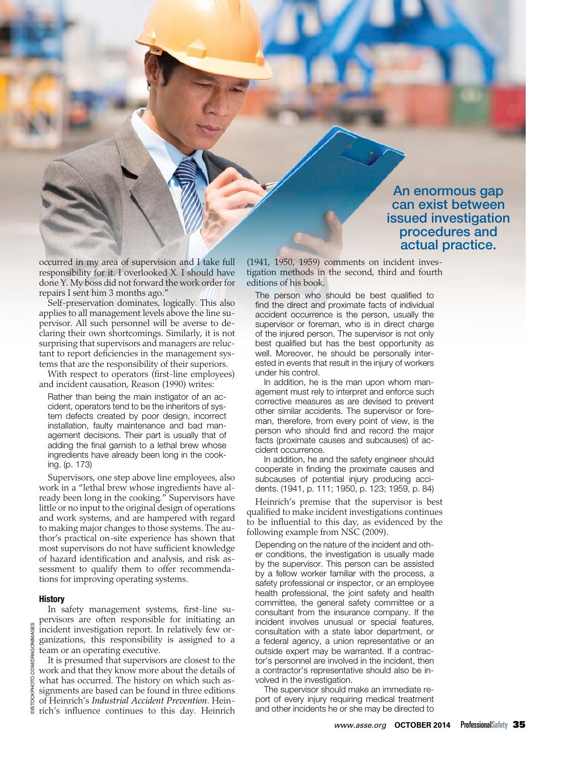An enormous gap can exist between issued investigation procedures and actual practice.

occurred in my area of supervision and I take full responsibility for it. I overlooked X. I should have done Y. My boss did not forward the work order for repairs I sent him 3 months ago."

Self-preservation dominates, logically. This also applies to all management levels above the line supervisor. All such personnel will be averse to declaring their own shortcomings. Similarly, it is not surprising that supervisors and managers are reluctant to report deficiencies in the management systems that are the responsibility of their superiors.

With respect to operators (first-line employees) and incident causation, Reason (1990) writes:

> Rather than being the main instigator of an accident, operators tend to be the inheritors of system defects created by poor design, incorrect installation, faulty maintenance and bad management decisions. Their part is usually that of adding the final garnish to a lethal brew whose ingredients have already been long in the cooking. (p. 173)

Supervisors, one step above line employees, also work in a "lethal brew whose ingredients have already been long in the cooking." Supervisors have little or no input to the original design of operations and work systems, and are hampered with regard to making major changes to those systems. The author's practical on-site experience has shown that most supervisors do not have sufficient knowledge of hazard identification and analysis, and risk assessment to qualify them to offer recommendations for improving operating systems.

### History

In safety management systems, first-line supervisors are often responsible for initiating an incident investigation report. In relatively few organizations, this responsibility is assigned to a team or an operating executive.

It is presumed that supervisors are closest to the work and that they know more about the details of what has occurred. The history on which such assignments are based can be found in three editions of Heinrich's *Industrial Accident Prevention*. Heinrich's influence continues to this day. Heinrich (1941, 1950, 1959) comments on incident investigation methods in the second, third and fourth editions of his book.

> The person who should be best qualified to find the direct and proximate facts of individual accident occurrence is the person, usually the supervisor or foreman, who is in direct charge of the injured person, The supervisor is not only best qualified but has the best opportunity as well. Moreover, he should be personally interested in events that result in the injury of workers under his control.
>
> In addition, he is the man upon whom management must rely to interpret and enforce such corrective measures as are devised to prevent other similar accidents. The supervisor or foreman, therefore, from every point of view, is the person who should find and record the major facts (proximate causes and subcauses) of accident occurrence.
>
> In addition, he and the safety engineer should cooperate in finding the proximate causes and subcauses of potential injury producing accidents. (1941, p. 111; 1950, p. 123; 1959, p. 84)

Heinrich's premise that the supervisor is best qualified to make incident investigations continues to be influential to this day, as evidenced by the following example from NSC (2009).

> Depending on the nature of the incident and other conditions, the investigation is usually made by the supervisor. This person can be assisted by a fellow worker familiar with the process, a safety professional or inspector, or an employee health professional, the joint safety and health committee, the general safety committee or a consultant from the insurance company. If the incident involves unusual or special features, consultation with a state labor department, or a federal agency, a union representative or an outside expert may be warranted. If a contractor's personnel are involved in the incident, then a contractor's representative should also be involved in the investigation.
>
> The supervisor should make an immediate report of every injury requiring medical treatment and other incidents he or she may be directed to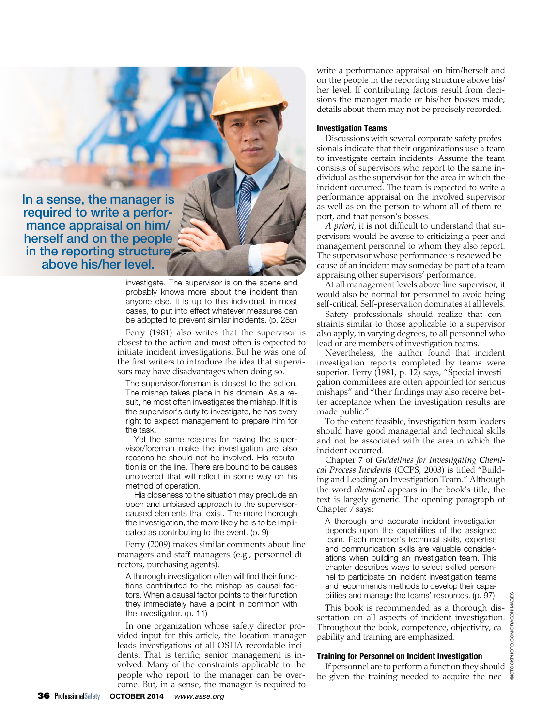In a sense, the manager is required to write a performance appraisal on him/herself and on the people in the reporting structure above his/her level.

investigate. The supervisor is on the scene and probably knows more about the incident than anyone else. It is up to this individual, in most cases, to put into effect whatever measures can be adopted to prevent similar incidents. (p. 285)

Ferry (1981) also writes that the supervisor is closest to the action and most often is expected to initiate incident investigations. But he was one of the first writers to introduce the idea that supervisors may have disadvantages when doing so.

> The supervisor/foreman is closest to the action. The mishap takes place in his domain. As a result, he most often investigates the mishap. If it is the supervisor's duty to investigate, he has every right to expect management to prepare him for the task.
>
> Yet the same reasons for having the supervisor/foreman make the investigation are also reasons he should not be involved. His reputation is on the line. There are bound to be causes uncovered that will reflect in some way on his method of operation.
>
> His closeness to the situation may preclude an open and unbiased approach to the supervisor-caused elements that exist. The more thorough the investigation, the more likely he is to be implicated as contributing to the event. (p. 9)

Ferry (2009) makes similar comments about line managers and staff managers (e.g., personnel directors, purchasing agents).

> A thorough investigation often will find their functions contributed to the mishap as causal factors. When a causal factor points to their function they immediately have a point in common with the investigator. (p. 11)

In one organization whose safety director provided input for this article, the location manager leads investigations of all OSHA recordable incidents. That is terrific; senior management is involved. Many of the constraints applicable to the people who report to the manager can be overcome. But, in a sense, the manager is required to write a performance appraisal on him/herself and on the people in the reporting structure above his/her level. If contributing factors result from decisions the manager made or his/her bosses made, details about them may not be precisely recorded.

### Investigation Teams

Discussions with several corporate safety professionals indicate that their organizations use a team to investigate certain incidents. Assume the team consists of supervisors who report to the same individual as the supervisor for the area in which the incident occurred. The team is expected to write a performance appraisal on the involved supervisor as well as on the person to whom all of them report, and that person's bosses.

*A priori*, it is not difficult to understand that supervisors would be averse to criticizing a peer and management personnel to whom they also report. The supervisor whose performance is reviewed because of an incident may someday be part of a team appraising other supervisors' performance.

At all management levels above line supervisor, it would also be normal for personnel to avoid being self-critical. Self-preservation dominates at all levels.

Safety professionals should realize that constraints similar to those applicable to a supervisor also apply, in varying degrees, to all personnel who lead or are members of investigation teams.

Nevertheless, the author found that incident investigation reports completed by teams were superior. Ferry (1981, p. 12) says, "Special investigation committees are often appointed for serious mishaps" and "their findings may also receive better acceptance when the investigation results are made public."

To the extent feasible, investigation team leaders should have good managerial and technical skills and not be associated with the area in which the incident occurred.

Chapter 7 of *Guidelines for Investigating Chemical Process Incidents* (CCPS, 2003) is titled "Building and Leading an Investigation Team." Although the word *chemical* appears in the book's title, the text is largely generic. The opening paragraph of Chapter 7 says:

> A thorough and accurate incident investigation depends upon the capabilities of the assigned team. Each member's technical skills, expertise and communication skills are valuable considerations when building an investigation team. This chapter describes ways to select skilled personnel to participate on incident investigation teams and recommends methods to develop their capabilities and manage the teams' resources. (p. 97)

This book is recommended as a thorough dissertation on all aspects of incident investigation. Throughout the book, competence, objectivity, capability and training are emphasized.

### Training for Personnel on Incident Investigation

If personnel are to perform a function they should be given the training needed to acquire the nec-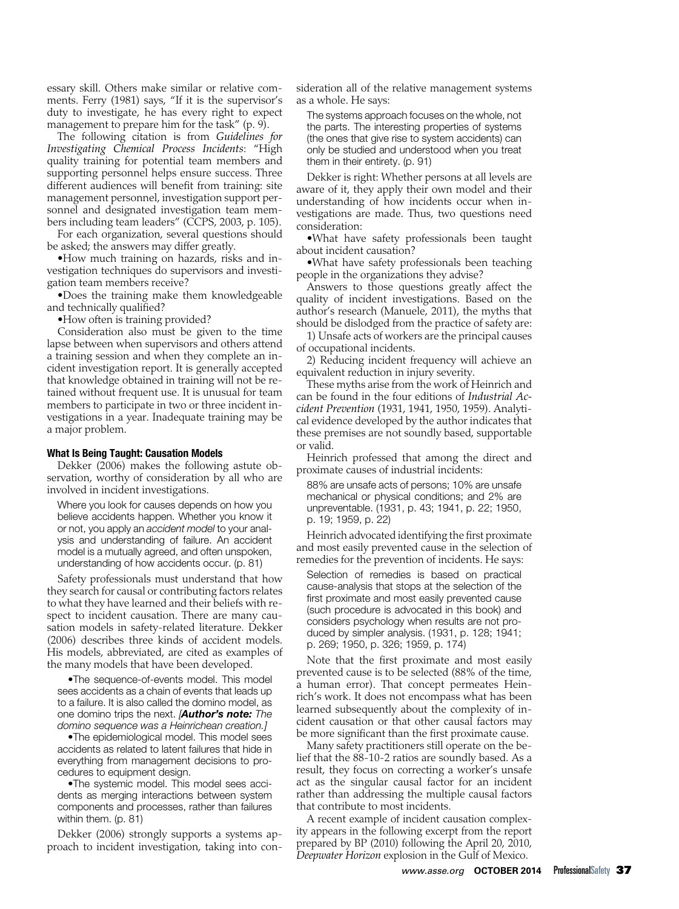essary skill. Others make similar or relative comments. Ferry (1981) says, "If it is the supervisor's duty to investigate, he has every right to expect management to prepare him for the task" (p. 9).

The following citation is from *Guidelines for Investigating Chemical Process Incidents*: "High quality training for potential team members and supporting personnel helps ensure success. Three different audiences will benefit from training: site management personnel, investigation support personnel and designated investigation team members including team leaders" (CCPS, 2003, p. 105).

For each organization, several questions should be asked; the answers may differ greatly.

- How much training on hazards, risks and investigation techniques do supervisors and investigation team members receive?
- Does the training make them knowledgeable and technically qualified?
- How often is training provided?

Consideration also must be given to the time lapse between when supervisors and others attend a training session and when they complete an incident investigation report. It is generally accepted that knowledge obtained in training will not be retained without frequent use. It is unusual for team members to participate in two or three incident investigations in a year. Inadequate training may be a major problem.

### What Is Being Taught: Causation Models

Dekker (2006) makes the following astute observation, worthy of consideration by all who are involved in incident investigations.

> Where you look for causes depends on how you believe accidents happen. Whether you know it or not, you apply an *accident model* to your analysis and understanding of failure. An accident model is a mutually agreed, and often unspoken, understanding of how accidents occur. (p. 81)

Safety professionals must understand that how they search for causal or contributing factors relates to what they have learned and their beliefs with respect to incident causation. There are many causation models in safety-related literature. Dekker (2006) describes three kinds of accident models. His models, abbreviated, are cited as examples of the many models that have been developed.

> - The sequence-of-events model. This model sees accidents as a chain of events that leads up to a failure. It is also called the domino model, as one domino trips the next. [***Author's note:*** *The domino sequence was a Heinrichean creation.*]
> - The epidemiological model. This model sees accidents as related to latent failures that hide in everything from management decisions to procedures to equipment design.
> - The systemic model. This model sees accidents as merging interactions between system components and processes, rather than failures within them. (p. 81)

Dekker (2006) strongly supports a systems approach to incident investigation, taking into consideration all of the relative management systems as a whole. He says:

> The systems approach focuses on the whole, not the parts. The interesting properties of systems (the ones that give rise to system accidents) can only be studied and understood when you treat them in their entirety. (p. 91)

Dekker is right: Whether persons at all levels are aware of it, they apply their own model and their understanding of how incidents occur when investigations are made. Thus, two questions need consideration:

- What have safety professionals been taught about incident causation?
- What have safety professionals been teaching people in the organizations they advise?

Answers to those questions greatly affect the quality of incident investigations. Based on the author's research (Manuele, 2011), the myths that should be dislodged from the practice of safety are:

1) Unsafe acts of workers are the principal causes of occupational incidents.

2) Reducing incident frequency will achieve an equivalent reduction in injury severity.

These myths arise from the work of Heinrich and can be found in the four editions of *Industrial Accident Prevention* (1931, 1941, 1950, 1959). Analytical evidence developed by the author indicates that these premises are not soundly based, supportable or valid.

Heinrich professed that among the direct and proximate causes of industrial incidents:

> 88% are unsafe acts of persons; 10% are unsafe mechanical or physical conditions; and 2% are unpreventable. (1931, p. 43; 1941, p. 22; 1950, p. 19; 1959, p. 22)

Heinrich advocated identifying the first proximate and most easily prevented cause in the selection of remedies for the prevention of incidents. He says:

> Selection of remedies is based on practical cause-analysis that stops at the selection of the first proximate and most easily prevented cause (such procedure is advocated in this book) and considers psychology when results are not produced by simpler analysis. (1931, p. 128; 1941; p. 269; 1950, p. 326; 1959, p. 174)

Note that the first proximate and most easily prevented cause is to be selected (88% of the time, a human error). That concept permeates Heinrich's work. It does not encompass what has been learned subsequently about the complexity of incident causation or that other causal factors may be more significant than the first proximate cause.

Many safety practitioners still operate on the belief that the 88-10-2 ratios are soundly based. As a result, they focus on correcting a worker's unsafe act as the singular causal factor for an incident rather than addressing the multiple causal factors that contribute to most incidents.

A recent example of incident causation complexity appears in the following excerpt from the report prepared by BP (2010) following the April 20, 2010, *Deepwater Horizon* explosion in the Gulf of Mexico.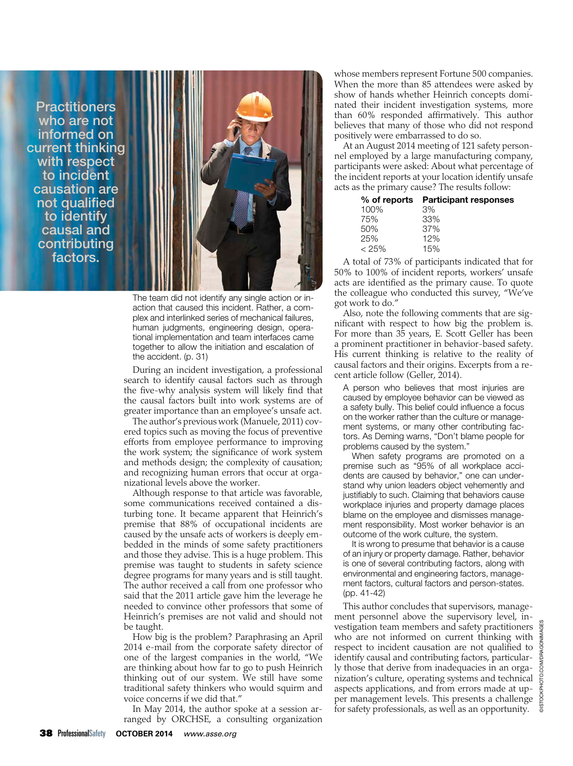Practitioners who are not informed on current thinking with respect to incident causation are not qualified to identify causal and contributing factors.

> The team did not identify any single action or inaction that caused this incident. Rather, a complex and interlinked series of mechanical failures, human judgments, engineering design, operational implementation and team interfaces came together to allow the initiation and escalation of the accident. (p. 31)

During an incident investigation, a professional search to identify causal factors such as through the five-why analysis system will likely find that the causal factors built into work systems are of greater importance than an employee's unsafe act.

The author's previous work (Manuele, 2011) covered topics such as moving the focus of preventive efforts from employee performance to improving the work system; the significance of work system and methods design; the complexity of causation; and recognizing human errors that occur at organizational levels above the worker.

Although response to that article was favorable, some communications received contained a disturbing tone. It became apparent that Heinrich's premise that 88% of occupational incidents are caused by the unsafe acts of workers is deeply embedded in the minds of some safety practitioners and those they advise. This is a huge problem. This premise was taught to students in safety science degree programs for many years and is still taught. The author received a call from one professor who said that the 2011 article gave him the leverage he needed to convince other professors that some of Heinrich's premises are not valid and should not be taught.

How big is the problem? Paraphrasing an April 2014 e-mail from the corporate safety director of one of the largest companies in the world, "We are thinking about how far to go to push Heinrich thinking out of our system. We still have some traditional safety thinkers who would squirm and voice concerns if we did that."

In May 2014, the author spoke at a session arranged by ORCHSE, a consulting organization whose members represent Fortune 500 companies. When the more than 85 attendees were asked by show of hands whether Heinrich concepts dominated their incident investigation systems, more than 60% responded affirmatively. This author believes that many of those who did not respond positively were embarrassed to do so.

At an August 2014 meeting of 121 safety personnel employed by a large manufacturing company, participants were asked: About what percentage of the incident reports at your location identify unsafe acts as the primary cause? The results follow:

| % of reports | Participant responses |
|---|---|
| 100% | 3% |
| 75% | 33% |
| 50% | 37% |
| 25% | 12% |
| < 25% | 15% |

A total of 73% of participants indicated that for 50% to 100% of incident reports, workers' unsafe acts are identified as the primary cause. To quote the colleague who conducted this survey, "We've got work to do."

Also, note the following comments that are significant with respect to how big the problem is. For more than 35 years, E. Scott Geller has been a prominent practitioner in behavior-based safety. His current thinking is relative to the reality of causal factors and their origins. Excerpts from a recent article follow (Geller, 2014).

> A person who believes that most injuries are caused by employee behavior can be viewed as a safety bully. This belief could influence a focus on the worker rather than the culture or management systems, or many other contributing factors. As Deming warns, "Don't blame people for problems caused by the system."
>
> When safety programs are promoted on a premise such as "95% of all workplace accidents are caused by behavior," one can understand why union leaders object vehemently and justifiably to such. Claiming that behaviors cause workplace injuries and property damage places blame on the employee and dismisses management responsibility. Most worker behavior is an outcome of the work culture, the system.
>
> It is wrong to presume that behavior is a cause of an injury or property damage. Rather, behavior is one of several contributing factors, along with environmental and engineering factors, management factors, cultural factors and person-states. (pp. 41-42)

This author concludes that supervisors, management personnel above the supervisory level, investigation team members and safety practitioners who are not informed on current thinking with respect to incident causation are not qualified to identify causal and contributing factors, particularly those that derive from inadequacies in an organization's culture, operating systems and technical aspects applications, and from errors made at upper management levels. This presents a challenge for safety professionals, as well as an opportunity.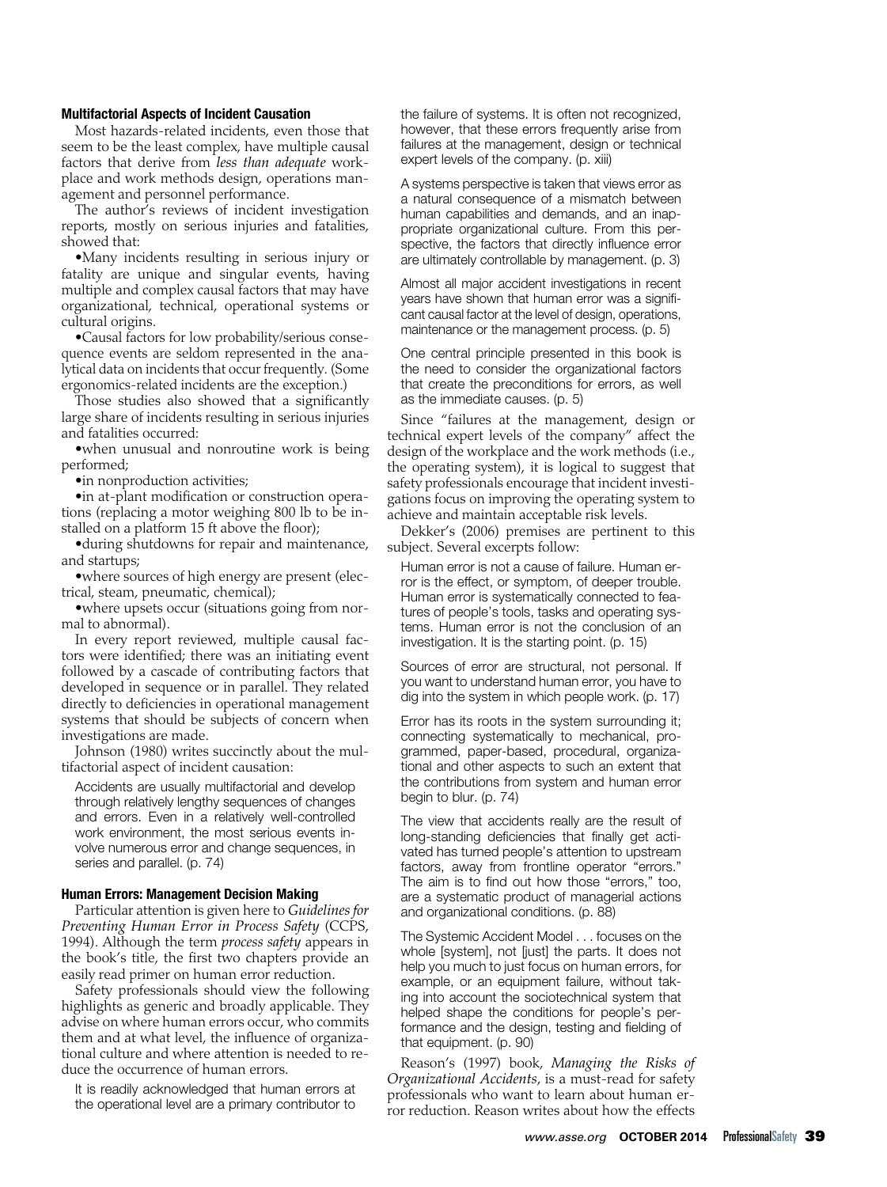### Multifactorial Aspects of Incident Causation

Most hazards-related incidents, even those that seem to be the least complex, have multiple causal factors that derive from *less than adequate* workplace and work methods design, operations management and personnel performance.

The author's reviews of incident investigation reports, mostly on serious injuries and fatalities, showed that:

•Many incidents resulting in serious injury or fatality are unique and singular events, having multiple and complex causal factors that may have organizational, technical, operational systems or cultural origins.

•Causal factors for low probability/serious consequence events are seldom represented in the analytical data on incidents that occur frequently. (Some ergonomics-related incidents are the exception.)

Those studies also showed that a significantly large share of incidents resulting in serious injuries and fatalities occurred:

•when unusual and nonroutine work is being performed;

•in nonproduction activities;

•in at-plant modification or construction operations (replacing a motor weighing 800 lb to be installed on a platform 15 ft above the floor);

•during shutdowns for repair and maintenance, and startups;

•where sources of high energy are present (electrical, steam, pneumatic, chemical);

•where upsets occur (situations going from normal to abnormal).

In every report reviewed, multiple causal factors were identified; there was an initiating event followed by a cascade of contributing factors that developed in sequence or in parallel. They related directly to deficiencies in operational management systems that should be subjects of concern when investigations are made.

Johnson (1980) writes succinctly about the multifactorial aspect of incident causation:

> Accidents are usually multifactorial and develop through relatively lengthy sequences of changes and errors. Even in a relatively well-controlled work environment, the most serious events involve numerous error and change sequences, in series and parallel. (p. 74)

### Human Errors: Management Decision Making

Particular attention is given here to *Guidelines for Preventing Human Error in Process Safety* (CCPS, 1994). Although the term *process safety* appears in the book's title, the first two chapters provide an easily read primer on human error reduction.

Safety professionals should view the following highlights as generic and broadly applicable. They advise on where human errors occur, who commits them and at what level, the influence of organizational culture and where attention is needed to reduce the occurrence of human errors.

> It is readily acknowledged that human errors at the operational level are a primary contributor to the failure of systems. It is often not recognized, however, that these errors frequently arise from failures at the management, design or technical expert levels of the company. (p. xiii)

> A systems perspective is taken that views error as a natural consequence of a mismatch between human capabilities and demands, and an inappropriate organizational culture. From this perspective, the factors that directly influence error are ultimately controllable by management. (p. 3)

> Almost all major accident investigations in recent years have shown that human error was a significant causal factor at the level of design, operations, maintenance or the management process. (p. 5)

> One central principle presented in this book is the need to consider the organizational factors that create the preconditions for errors, as well as the immediate causes. (p. 5)

Since "failures at the management, design or technical expert levels of the company" affect the design of the workplace and the work methods (i.e., the operating system), it is logical to suggest that safety professionals encourage that incident investigations focus on improving the operating system to achieve and maintain acceptable risk levels.

Dekker's (2006) premises are pertinent to this subject. Several excerpts follow:

> Human error is not a cause of failure. Human error is the effect, or symptom, of deeper trouble. Human error is systematically connected to features of people's tools, tasks and operating systems. Human error is not the conclusion of an investigation. It is the starting point. (p. 15)

> Sources of error are structural, not personal. If you want to understand human error, you have to dig into the system in which people work. (p. 17)

> Error has its roots in the system surrounding it; connecting systematically to mechanical, programmed, paper-based, procedural, organizational and other aspects to such an extent that the contributions from system and human error begin to blur. (p. 74)

> The view that accidents really are the result of long-standing deficiencies that finally get activated has turned people's attention to upstream factors, away from frontline operator "errors." The aim is to find out how those "errors," too, are a systematic product of managerial actions and organizational conditions. (p. 88)

> The Systemic Accident Model . . . focuses on the whole [system], not [just] the parts. It does not help you much to just focus on human errors, for example, or an equipment failure, without taking into account the sociotechnical system that helped shape the conditions for people's performance and the design, testing and fielding of that equipment. (p. 90)

Reason's (1997) book, *Managing the Risks of Organizational Accidents*, is a must-read for safety professionals who want to learn about human error reduction. Reason writes about how the effects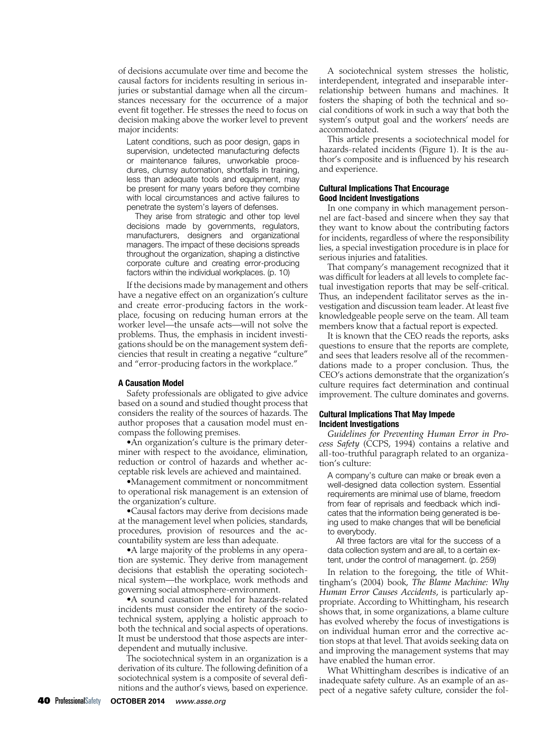of decisions accumulate over time and become the causal factors for incidents resulting in serious injuries or substantial damage when all the circumstances necessary for the occurrence of a major event fit together. He stresses the need to focus on decision making above the worker level to prevent major incidents:

> Latent conditions, such as poor design, gaps in supervision, undetected manufacturing defects or maintenance failures, unworkable procedures, clumsy automation, shortfalls in training, less than adequate tools and equipment, may be present for many years before they combine with local circumstances and active failures to penetrate the system's layers of defenses.
>
> They arise from strategic and other top level decisions made by governments, regulators, manufacturers, designers and organizational managers. The impact of these decisions spreads throughout the organization, shaping a distinctive corporate culture and creating error-producing factors within the individual workplaces. (p. 10)

If the decisions made by management and others have a negative effect on an organization's culture and create error-producing factors in the workplace, focusing on reducing human errors at the worker level—the unsafe acts—will not solve the problems. Thus, the emphasis in incident investigations should be on the management system deficiencies that result in creating a negative "culture" and "error-producing factors in the workplace."

#### A Causation Model

Safety professionals are obligated to give advice based on a sound and studied thought process that considers the reality of the sources of hazards. The author proposes that a causation model must encompass the following premises.

- An organization's culture is the primary determiner with respect to the avoidance, elimination, reduction or control of hazards and whether acceptable risk levels are achieved and maintained.
- Management commitment or noncommitment to operational risk management is an extension of the organization's culture.
- Causal factors may derive from decisions made at the management level when policies, standards, procedures, provision of resources and the accountability system are less than adequate.
- A large majority of the problems in any operation are systemic. They derive from management decisions that establish the operating sociotechnical system—the workplace, work methods and governing social atmosphere-environment.
- A sound causation model for hazards-related incidents must consider the entirety of the sociotechnical system, applying a holistic approach to both the technical and social aspects of operations. It must be understood that those aspects are interdependent and mutually inclusive.

The sociotechnical system in an organization is a derivation of its culture. The following definition of a sociotechnical system is a composite of several definitions and the author's views, based on experience.

A sociotechnical system stresses the holistic, interdependent, integrated and inseparable interrelationship between humans and machines. It fosters the shaping of both the technical and social conditions of work in such a way that both the system's output goal and the workers' needs are accommodated.

This article presents a sociotechnical model for hazards-related incidents (Figure 1). It is the author's composite and is influenced by his research and experience.

#### Cultural Implications That Encourage Good Incident Investigations

In one company in which management personnel are fact-based and sincere when they say that they want to know about the contributing factors for incidents, regardless of where the responsibility lies, a special investigation procedure is in place for serious injuries and fatalities.

That company's management recognized that it was difficult for leaders at all levels to complete factual investigation reports that may be self-critical. Thus, an independent facilitator serves as the investigation and discussion team leader. At least five knowledgeable people serve on the team. All team members know that a factual report is expected.

It is known that the CEO reads the reports, asks questions to ensure that the reports are complete, and sees that leaders resolve all of the recommendations made to a proper conclusion. Thus, the CEO's actions demonstrate that the organization's culture requires fact determination and continual improvement. The culture dominates and governs.

#### Cultural Implications That May Impede Incident Investigations

*Guidelines for Preventing Human Error in Process Safety* (CCPS, 1994) contains a relative and all-too-truthful paragraph related to an organization's culture:

> A company's culture can make or break even a well-designed data collection system. Essential requirements are minimal use of blame, freedom from fear of reprisals and feedback which indicates that the information being generated is being used to make changes that will be beneficial to everybody.
>
> All three factors are vital for the success of a data collection system and are all, to a certain extent, under the control of management. (p. 259)

In relation to the foregoing, the title of Whittingham's (2004) book, *The Blame Machine: Why Human Error Causes Accidents*, is particularly appropriate. According to Whittingham, his research shows that, in some organizations, a blame culture has evolved whereby the focus of investigations is on individual human error and the corrective action stops at that level. That avoids seeking data on and improving the management systems that may have enabled the human error.

What Whittingham describes is indicative of an inadequate safety culture. As an example of an aspect of a negative safety culture, consider the fol-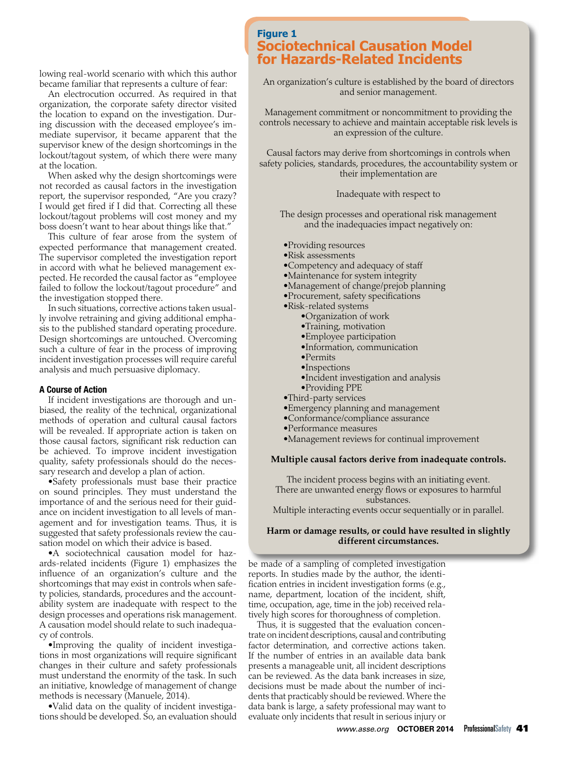lowing real-world scenario with which this author became familiar that represents a culture of fear:

An electrocution occurred. As required in that organization, the corporate safety director visited the location to expand on the investigation. During discussion with the deceased employee's immediate supervisor, it became apparent that the supervisor knew of the design shortcomings in the lockout/tagout system, of which there were many at the location.

When asked why the design shortcomings were not recorded as causal factors in the investigation report, the supervisor responded, "Are you crazy? I would get fired if I did that. Correcting all these lockout/tagout problems will cost money and my boss doesn't want to hear about things like that."

This culture of fear arose from the system of expected performance that management created. The supervisor completed the investigation report in accord with what he believed management expected. He recorded the causal factor as "employee failed to follow the lockout/tagout procedure" and the investigation stopped there.

In such situations, corrective actions taken usually involve retraining and giving additional emphasis to the published standard operating procedure. Design shortcomings are untouched. Overcoming such a culture of fear in the process of improving incident investigation processes will require careful analysis and much persuasive diplomacy.

### A Course of Action

If incident investigations are thorough and unbiased, the reality of the technical, organizational methods of operation and cultural causal factors will be revealed. If appropriate action is taken on those causal factors, significant risk reduction can be achieved. To improve incident investigation quality, safety professionals should do the necessary research and develop a plan of action.

•Safety professionals must base their practice on sound principles. They must understand the importance of and the serious need for their guidance on incident investigation to all levels of management and for investigation teams. Thus, it is suggested that safety professionals review the causation model on which their advice is based.

•A sociotechnical causation model for hazards-related incidents (Figure 1) emphasizes the influence of an organization's culture and the shortcomings that may exist in controls when safety policies, standards, procedures and the accountability system are inadequate with respect to the design processes and operations risk management. A causation model should relate to such inadequacy of controls.

•Improving the quality of incident investigations in most organizations will require significant changes in their culture and safety professionals must understand the enormity of the task. In such an initiative, knowledge of management of change methods is necessary (Manuele, 2014).

•Valid data on the quality of incident investigations should be developed. So, an evaluation should be made of a sampling of completed investigation reports. In studies made by the author, the identification entries in incident investigation forms (e.g., name, department, location of the incident, shift, time, occupation, age, time in the job) received relatively high scores for thoroughness of completion.

Thus, it is suggested that the evaluation concentrate on incident descriptions, causal and contributing factor determination, and corrective actions taken. If the number of entries in an available data bank presents a manageable unit, all incident descriptions can be reviewed. As the data bank increases in size, decisions must be made about the number of incidents that practicably should be reviewed. Where the data bank is large, a safety professional may want to evaluate only incidents that result in serious injury or

---

**Figure 1**

## Sociotechnical Causation Model for Hazards-Related Incidents

An organization's culture is established by the board of directors and senior management.

Management commitment or noncommitment to providing the controls necessary to achieve and maintain acceptable risk levels is an expression of the culture.

Causal factors may derive from shortcomings in controls when safety policies, standards, procedures, the accountability system or their implementation are

Inadequate with respect to

The design processes and operational risk management and the inadequacies impact negatively on:

- Providing resources
- Risk assessments
- Competency and adequacy of staff
- Maintenance for system integrity
- Management of change/prejob planning
- Procurement, safety specifications
- Risk-related systems
  - Organization of work
  - Training, motivation
  - Employee participation
  - Information, communication
  - Permits
  - Inspections
  - Incident investigation and analysis
  - Providing PPE
- Third-party services
- Emergency planning and management
- Conformance/compliance assurance
- Performance measures
- Management reviews for continual improvement

**Multiple causal factors derive from inadequate controls.**

The incident process begins with an initiating event.
There are unwanted energy flows or exposures to harmful substances.
Multiple interacting events occur sequentially or in parallel.

**Harm or damage results, or could have resulted in slightly different circumstances.**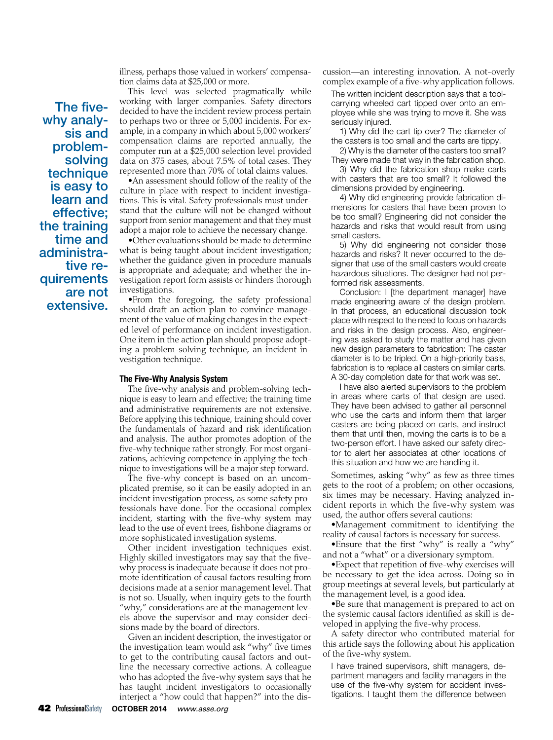illness, perhaps those valued in workers' compensation claims data at $25,000 or more.

This level was selected pragmatically while working with larger companies. Safety directors decided to have the incident review process pertain to perhaps two or three or 5,000 incidents. For example, in a company in which about 5,000 workers' compensation claims are reported annually, the computer run at a $25,000 selection level provided data on 375 cases, about 7.5% of total cases. They represented more than 70% of total claims values.

- An assessment should follow of the reality of the culture in place with respect to incident investigations. This is vital. Safety professionals must understand that the culture will not be changed without support from senior management and that they must adopt a major role to achieve the necessary change.
- Other evaluations should be made to determine what is being taught about incident investigation; whether the guidance given in procedure manuals is appropriate and adequate; and whether the investigation report form assists or hinders thorough investigations.
- From the foregoing, the safety professional should draft an action plan to convince management of the value of making changes in the expected level of performance on incident investigation. One item in the action plan should propose adopting a problem-solving technique, an incident investigation technique.

**The five-why analysis and problem-solving technique is easy to learn and effective; the training time and administrative requirements are not extensive.**

#### The Five-Why Analysis System

The five-why analysis and problem-solving technique is easy to learn and effective; the training time and administrative requirements are not extensive. Before applying this technique, training should cover the fundamentals of hazard and risk identification and analysis. The author promotes adoption of the five-why technique rather strongly. For most organizations, achieving competence in applying the technique to investigations will be a major step forward.

The five-why concept is based on an uncomplicated premise, so it can be easily adopted in an incident investigation process, as some safety professionals have done. For the occasional complex incident, starting with the five-why system may lead to the use of event trees, fishbone diagrams or more sophisticated investigation systems.

Other incident investigation techniques exist. Highly skilled investigators may say that the five-why process is inadequate because it does not promote identification of causal factors resulting from decisions made at a senior management level. That is not so. Usually, when inquiry gets to the fourth "why," considerations are at the management levels above the supervisor and may consider decisions made by the board of directors.

Given an incident description, the investigator or the investigation team would ask "why" five times to get to the contributing causal factors and outline the necessary corrective actions. A colleague who has adopted the five-why system says that he has taught incident investigators to occasionally interject a "how could that happen?" into the discussion—an interesting innovation. A not-overly complex example of a five-why application follows.

> The written incident description says that a tool-carrying wheeled cart tipped over onto an employee while she was trying to move it. She was seriously injured.
>
> 1) Why did the cart tip over? The diameter of the casters is too small and the carts are tippy.
>
> 2) Why is the diameter of the casters too small? They were made that way in the fabrication shop.
>
> 3) Why did the fabrication shop make carts with casters that are too small? It followed the dimensions provided by engineering.
>
> 4) Why did engineering provide fabrication dimensions for casters that have been proven to be too small? Engineering did not consider the hazards and risks that would result from using small casters.
>
> 5) Why did engineering not consider those hazards and risks? It never occurred to the designer that use of the small casters would create hazardous situations. The designer had not performed risk assessments.
>
> Conclusion: I [the department manager] have made engineering aware of the design problem. In that process, an educational discussion took place with respect to the need to focus on hazards and risks in the design process. Also, engineering was asked to study the matter and has given new design parameters to fabrication: The caster diameter is to be tripled. On a high-priority basis, fabrication is to replace all casters on similar carts. A 30-day completion date for that work was set.
>
> I have also alerted supervisors to the problem in areas where carts of that design are used. They have been advised to gather all personnel who use the carts and inform them that larger casters are being placed on carts, and instruct them that until then, moving the carts is to be a two-person effort. I have asked our safety director to alert her associates at other locations of this situation and how we are handling it.

Sometimes, asking "why" as few as three times gets to the root of a problem; on other occasions, six times may be necessary. Having analyzed incident reports in which the five-why system was used, the author offers several cautions:

- Management commitment to identifying the reality of causal factors is necessary for success.
- Ensure that the first "why" is really a "why" and not a "what" or a diversionary symptom.
- Expect that repetition of five-why exercises will be necessary to get the idea across. Doing so in group meetings at several levels, but particularly at the management level, is a good idea.
- Be sure that management is prepared to act on the systemic causal factors identified as skill is developed in applying the five-why process.

A safety director who contributed material for this article says the following about his application of the five-why system.

> I have trained supervisors, shift managers, department managers and facility managers in the use of the five-why system for accident investigations. I taught them the difference between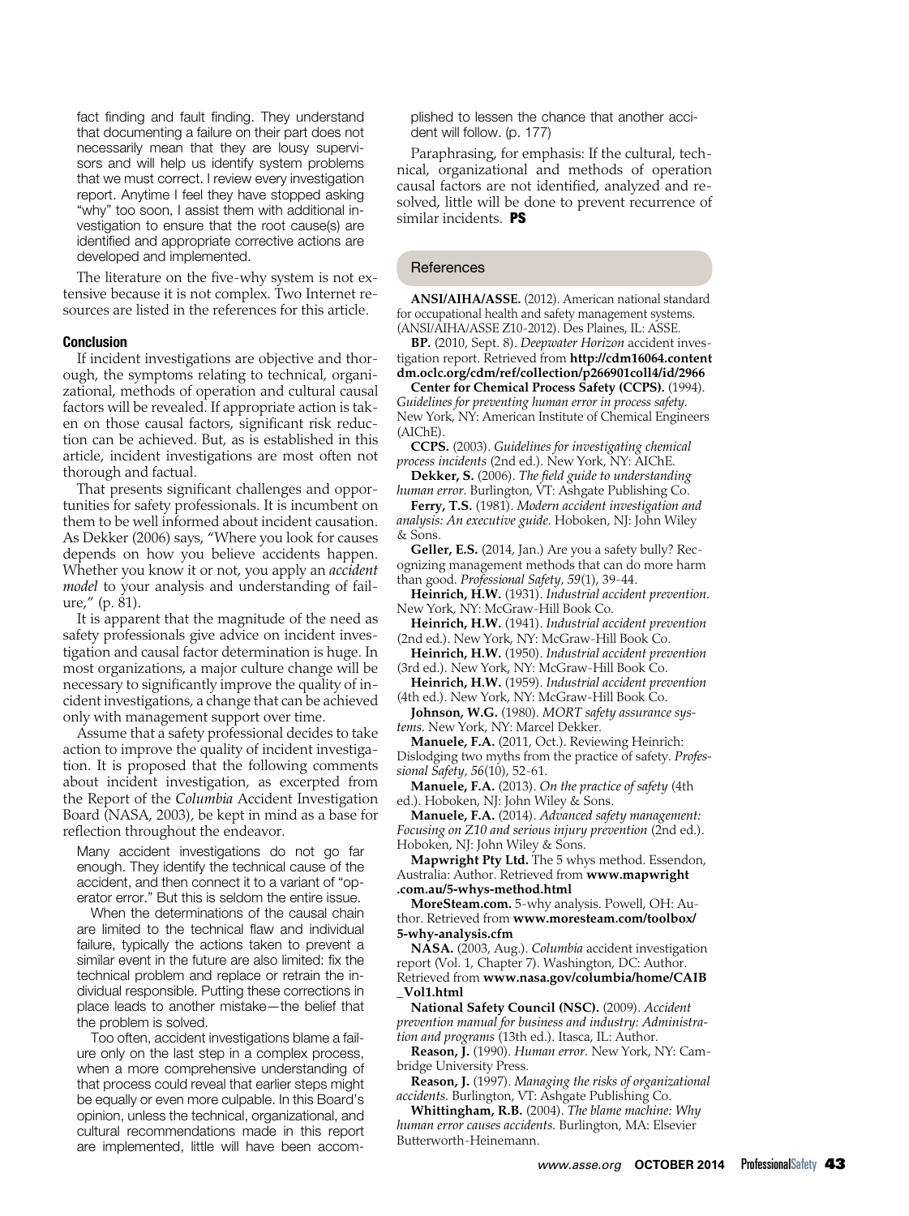fact finding and fault finding. They understand that documenting a failure on their part does not necessarily mean that they are lousy supervisors and will help us identify system problems that we must correct. I review every investigation report. Anytime I feel they have stopped asking "why" too soon, I assist them with additional investigation to ensure that the root cause(s) are identified and appropriate corrective actions are developed and implemented.

The literature on the five-why system is not extensive because it is not complex. Two Internet resources are listed in the references for this article.

### Conclusion

If incident investigations are objective and thorough, the symptoms relating to technical, organizational, methods of operation and cultural causal factors will be revealed. If appropriate action is taken on those causal factors, significant risk reduction can be achieved. But, as is established in this article, incident investigations are most often not thorough and factual.

That presents significant challenges and opportunities for safety professionals. It is incumbent on them to be well informed about incident causation. As Dekker (2006) says, "Where you look for causes depends on how you believe accidents happen. Whether you know it or not, you apply an *accident model* to your analysis and understanding of failure," (p. 81).

It is apparent that the magnitude of the need as safety professionals give advice on incident investigation and causal factor determination is huge. In most organizations, a major culture change will be necessary to significantly improve the quality of incident investigations, a change that can be achieved only with management support over time.

Assume that a safety professional decides to take action to improve the quality of incident investigation. It is proposed that the following comments about incident investigation, as excerpted from the Report of the *Columbia* Accident Investigation Board (NASA, 2003), be kept in mind as a base for reflection throughout the endeavor.

> Many accident investigations do not go far enough. They identify the technical cause of the accident, and then connect it to a variant of "operator error." But this is seldom the entire issue.
>
> When the determinations of the causal chain are limited to the technical flaw and individual failure, typically the actions taken to prevent a similar event in the future are also limited: fix the technical problem and replace or retrain the individual responsible. Putting these corrections in place leads to another mistake—the belief that the problem is solved.
>
> Too often, accident investigations blame a failure only on the last step in a complex process, when a more comprehensive understanding of that process could reveal that earlier steps might be equally or even more culpable. In this Board's opinion, unless the technical, organizational, and cultural recommendations made in this report are implemented, little will have been accomplished to lessen the chance that another accident will follow. (p. 177)

Paraphrasing, for emphasis: If the cultural, technical, organizational and methods of operation causal factors are not identified, analyzed and resolved, little will be done to prevent recurrence of similar incidents. **PS**

## References

**ANSI/AIHA/ASSE.** (2012). American national standard for occupational health and safety management systems. (ANSI/AIHA/ASSE Z10-2012). Des Plaines, IL: ASSE.

**BP.** (2010, Sept. 8). *Deepwater Horizon* accident investigation report. Retrieved from **http://cdm16064.contentdm.oclc.org/cdm/ref/collection/p266901coll4/id/2966**

**Center for Chemical Process Safety (CCPS).** (1994). *Guidelines for preventing human error in process safety.* New York, NY: American Institute of Chemical Engineers (AIChE).

**CCPS.** (2003). *Guidelines for investigating chemical process incidents* (2nd ed.). New York, NY: AIChE.

**Dekker, S.** (2006). *The field guide to understanding human error.* Burlington, VT: Ashgate Publishing Co.

**Ferry, T.S.** (1981). *Modern accident investigation and analysis: An executive guide.* Hoboken, NJ: John Wiley & Sons.

**Geller, E.S.** (2014, Jan.) Are you a safety bully? Recognizing management methods that can do more harm than good. *Professional Safety, 59*(1), 39-44.

**Heinrich, H.W.** (1931). *Industrial accident prevention.* New York, NY: McGraw-Hill Book Co.

**Heinrich, H.W.** (1941). *Industrial accident prevention* (2nd ed.). New York, NY: McGraw-Hill Book Co.

**Heinrich, H.W.** (1950). *Industrial accident prevention* (3rd ed.). New York, NY: McGraw-Hill Book Co.

**Heinrich, H.W.** (1959). *Industrial accident prevention* (4th ed.). New York, NY: McGraw-Hill Book Co.

**Johnson, W.G.** (1980). *MORT safety assurance systems.* New York, NY: Marcel Dekker.

**Manuele, F.A.** (2011, Oct.). Reviewing Heinrich: Dislodging two myths from the practice of safety. *Professional Safety, 56*(10), 52-61.

**Manuele, F.A.** (2013). *On the practice of safety* (4th ed.). Hoboken, NJ: John Wiley & Sons.

**Manuele, F.A.** (2014). *Advanced safety management: Focusing on Z10 and serious injury prevention* (2nd ed.). Hoboken, NJ: John Wiley & Sons.

**Mapwright Pty Ltd.** The 5 whys method. Essendon, Australia: Author. Retrieved from **www.mapwright.com.au/5-whys-method.html**

**MoreSteam.com.** 5-why analysis. Powell, OH: Author. Retrieved from **www.moresteam.com/toolbox/5-why-analysis.cfm**

**NASA.** (2003, Aug.). *Columbia* accident investigation report (Vol. 1, Chapter 7). Washington, DC: Author. Retrieved from **www.nasa.gov/columbia/home/CAIB_Vol1.html**

**National Safety Council (NSC).** (2009). *Accident prevention manual for business and industry: Administration and programs* (13th ed.). Itasca, IL: Author.

**Reason, J.** (1990). *Human error.* New York, NY: Cambridge University Press.

**Reason, J.** (1997). *Managing the risks of organizational accidents.* Burlington, VT: Ashgate Publishing Co.

**Whittingham, R.B.** (2004). *The blame machine: Why human error causes accidents.* Burlington, MA: Elsevier Butterworth-Heinemann.